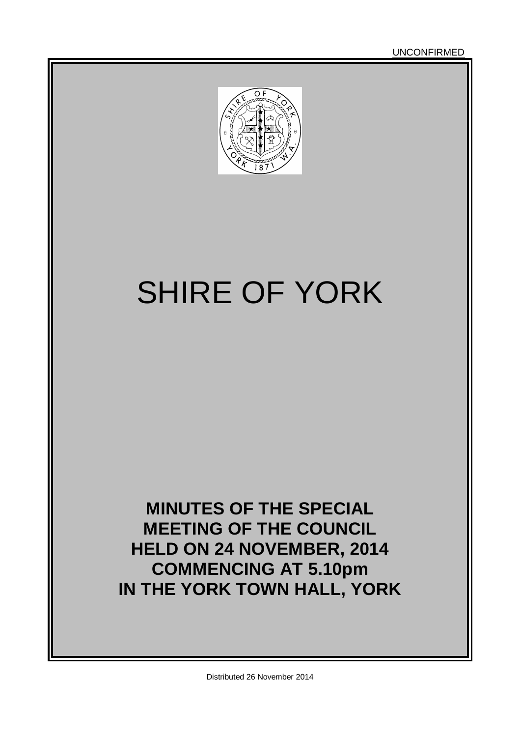UNCONFIRMED

# SHIRE OF YORK

**MINUTES OF THE SPECIAL MEETING OF THE COUNCIL HELD ON 24 NOVEMBER, 2014 COMMENCING AT 5.10pm IN THE YORK TOWN HALL, YORK**

Distributed 26 November 2014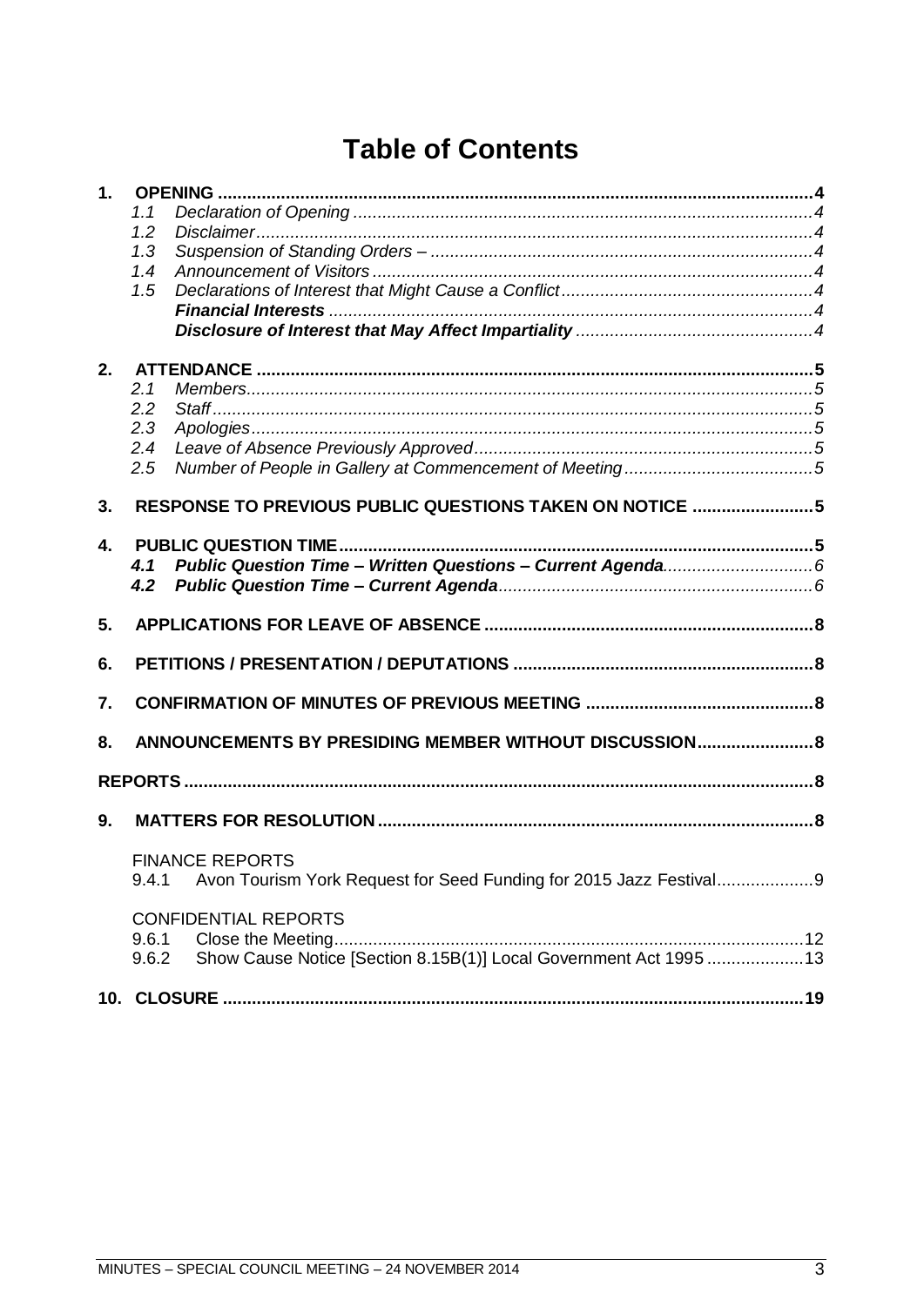# Table of Contents

**1. OPENING .................................................. 4**

- *1.1 Declaration of Opening ................................ 4*
- *1.2 Disclaimer ................................................ 4*
- *1.3 Suspension of Standing Orders – ........................ 4*
- *1.4 Announcement of Visitors ................................ 4*
- *1.5 Declarations of Interest that Might Cause a Conflict ..... 4*
  - ***Financial Interests** .................................. 4*
  - ***Disclosure of Interest that May Affect Impartiality** .. 4*

**2. ATTENDANCE ............................................... 5**

- *2.1 Members ................................................... 5*
- *2.2 Staff ..................................................... 5*
- *2.3 Apologies ................................................. 5*
- *2.4 Leave of Absence Previously Approved .................... 5*
- *2.5 Number of People in Gallery at Commencement of Meeting .. 5*

**3. RESPONSE TO PREVIOUS PUBLIC QUESTIONS TAKEN ON NOTICE ........ 5**

**4. PUBLIC QUESTION TIME ..................................... 5**

- ***4.1 Public Question Time – Written Questions – Current Agenda** .... 6*
- ***4.2 Public Question Time – Current Agenda** .................. 6*

**5. APPLICATIONS FOR LEAVE OF ABSENCE .......................... 8**

**6. PETITIONS / PRESENTATION / DEPUTATIONS ..................... 8**

**7. CONFIRMATION OF MINUTES OF PREVIOUS MEETING ................ 8**

**8. ANNOUNCEMENTS BY PRESIDING MEMBER WITHOUT DISCUSSION ......... 8**

**REPORTS ........................................................ 8**

**9. MATTERS FOR RESOLUTION .................................... 8**

FINANCE REPORTS

- 9.4.1 Avon Tourism York Request for Seed Funding for 2015 Jazz Festival ........ 9

CONFIDENTIAL REPORTS

- 9.6.1 Close the Meeting ........................................ 12
- 9.6.2 Show Cause Notice [Section 8.15B(1)] Local Government Act 1995 ........ 13

**10. CLOSURE .................................................. 19**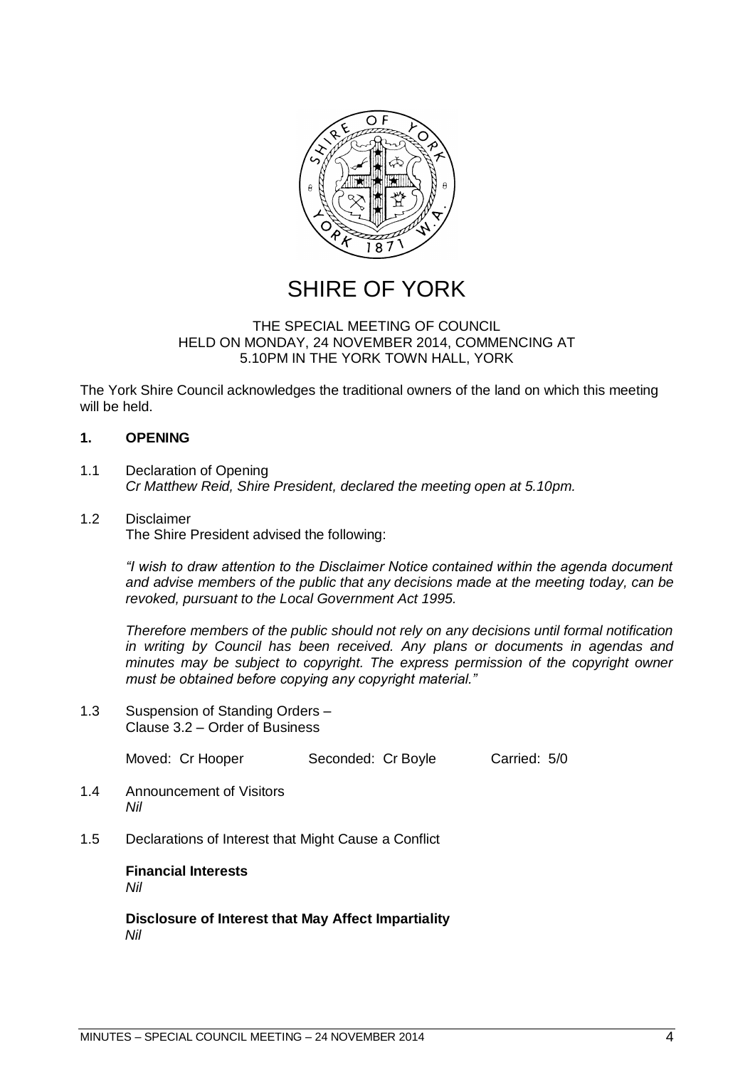# SHIRE OF YORK

THE SPECIAL MEETING OF COUNCIL
HELD ON MONDAY, 24 NOVEMBER 2014, COMMENCING AT
5.10PM IN THE YORK TOWN HALL, YORK

The York Shire Council acknowledges the traditional owners of the land on which this meeting will be held.

## 1. OPENING

1.1 Declaration of Opening
*Cr Matthew Reid, Shire President, declared the meeting open at 5.10pm.*

1.2 Disclaimer
The Shire President advised the following:

*"I wish to draw attention to the Disclaimer Notice contained within the agenda document and advise members of the public that any decisions made at the meeting today, can be revoked, pursuant to the Local Government Act 1995.*

*Therefore members of the public should not rely on any decisions until formal notification in writing by Council has been received. Any plans or documents in agendas and minutes may be subject to copyright. The express permission of the copyright owner must be obtained before copying any copyright material."*

1.3 Suspension of Standing Orders –
Clause 3.2 – Order of Business

Moved: Cr Hooper    Seconded: Cr Boyle    Carried: 5/0

1.4 Announcement of Visitors
*Nil*

1.5 Declarations of Interest that Might Cause a Conflict

**Financial Interests**
*Nil*

**Disclosure of Interest that May Affect Impartiality**
*Nil*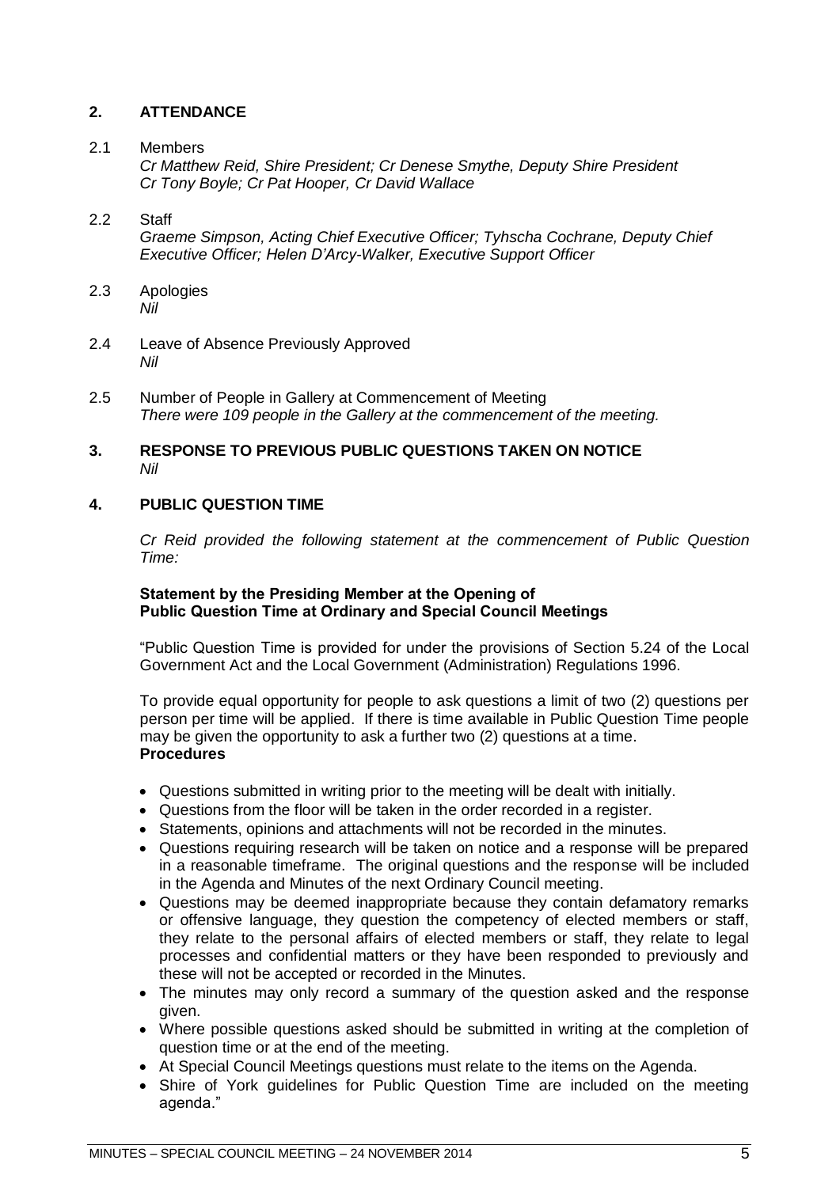## 2. ATTENDANCE

2.1 Members
*Cr Matthew Reid, Shire President; Cr Denese Smythe, Deputy Shire President Cr Tony Boyle; Cr Pat Hooper, Cr David Wallace*

2.2 Staff
*Graeme Simpson, Acting Chief Executive Officer; Tyhscha Cochrane, Deputy Chief Executive Officer; Helen D'Arcy-Walker, Executive Support Officer*

2.3 Apologies
*Nil*

2.4 Leave of Absence Previously Approved
*Nil*

2.5 Number of People in Gallery at Commencement of Meeting
*There were 109 people in the Gallery at the commencement of the meeting.*

## 3. RESPONSE TO PREVIOUS PUBLIC QUESTIONS TAKEN ON NOTICE

*Nil*

## 4. PUBLIC QUESTION TIME

*Cr Reid provided the following statement at the commencement of Public Question Time:*

**Statement by the Presiding Member at the Opening of Public Question Time at Ordinary and Special Council Meetings**

"Public Question Time is provided for under the provisions of Section 5.24 of the Local Government Act and the Local Government (Administration) Regulations 1996.

To provide equal opportunity for people to ask questions a limit of two (2) questions per person per time will be applied. If there is time available in Public Question Time people may be given the opportunity to ask a further two (2) questions at a time.

**Procedures**

- Questions submitted in writing prior to the meeting will be dealt with initially.
- Questions from the floor will be taken in the order recorded in a register.
- Statements, opinions and attachments will not be recorded in the minutes.
- Questions requiring research will be taken on notice and a response will be prepared in a reasonable timeframe. The original questions and the response will be included in the Agenda and Minutes of the next Ordinary Council meeting.
- Questions may be deemed inappropriate because they contain defamatory remarks or offensive language, they question the competency of elected members or staff, they relate to the personal affairs of elected members or staff, they relate to legal processes and confidential matters or they have been responded to previously and these will not be accepted or recorded in the Minutes.
- The minutes may only record a summary of the question asked and the response given.
- Where possible questions asked should be submitted in writing at the completion of question time or at the end of the meeting.
- At Special Council Meetings questions must relate to the items on the Agenda.
- Shire of York guidelines for Public Question Time are included on the meeting agenda."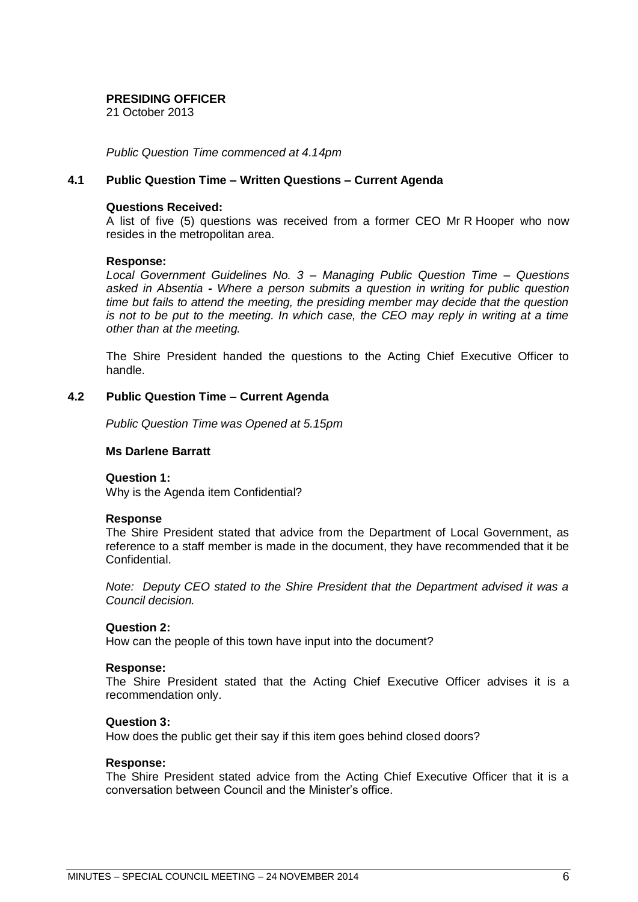**PRESIDING OFFICER**
21 October 2013

*Public Question Time commenced at 4.14pm*

## 4.1 Public Question Time – Written Questions – Current Agenda

**Questions Received:**
A list of five (5) questions was received from a former CEO Mr R Hooper who now resides in the metropolitan area.

**Response:**
*Local Government Guidelines No. 3 – Managing Public Question Time – Questions asked in Absentia* **-** *Where a person submits a question in writing for public question time but fails to attend the meeting, the presiding member may decide that the question is not to be put to the meeting. In which case, the CEO may reply in writing at a time other than at the meeting.*

The Shire President handed the questions to the Acting Chief Executive Officer to handle.

## 4.2 Public Question Time – Current Agenda

*Public Question Time was Opened at 5.15pm*

**Ms Darlene Barratt**

**Question 1:**
Why is the Agenda item Confidential?

**Response**
The Shire President stated that advice from the Department of Local Government, as reference to a staff member is made in the document, they have recommended that it be Confidential.

*Note: Deputy CEO stated to the Shire President that the Department advised it was a Council decision.*

**Question 2:**
How can the people of this town have input into the document?

**Response:**
The Shire President stated that the Acting Chief Executive Officer advises it is a recommendation only.

**Question 3:**
How does the public get their say if this item goes behind closed doors?

**Response:**
The Shire President stated advice from the Acting Chief Executive Officer that it is a conversation between Council and the Minister's office.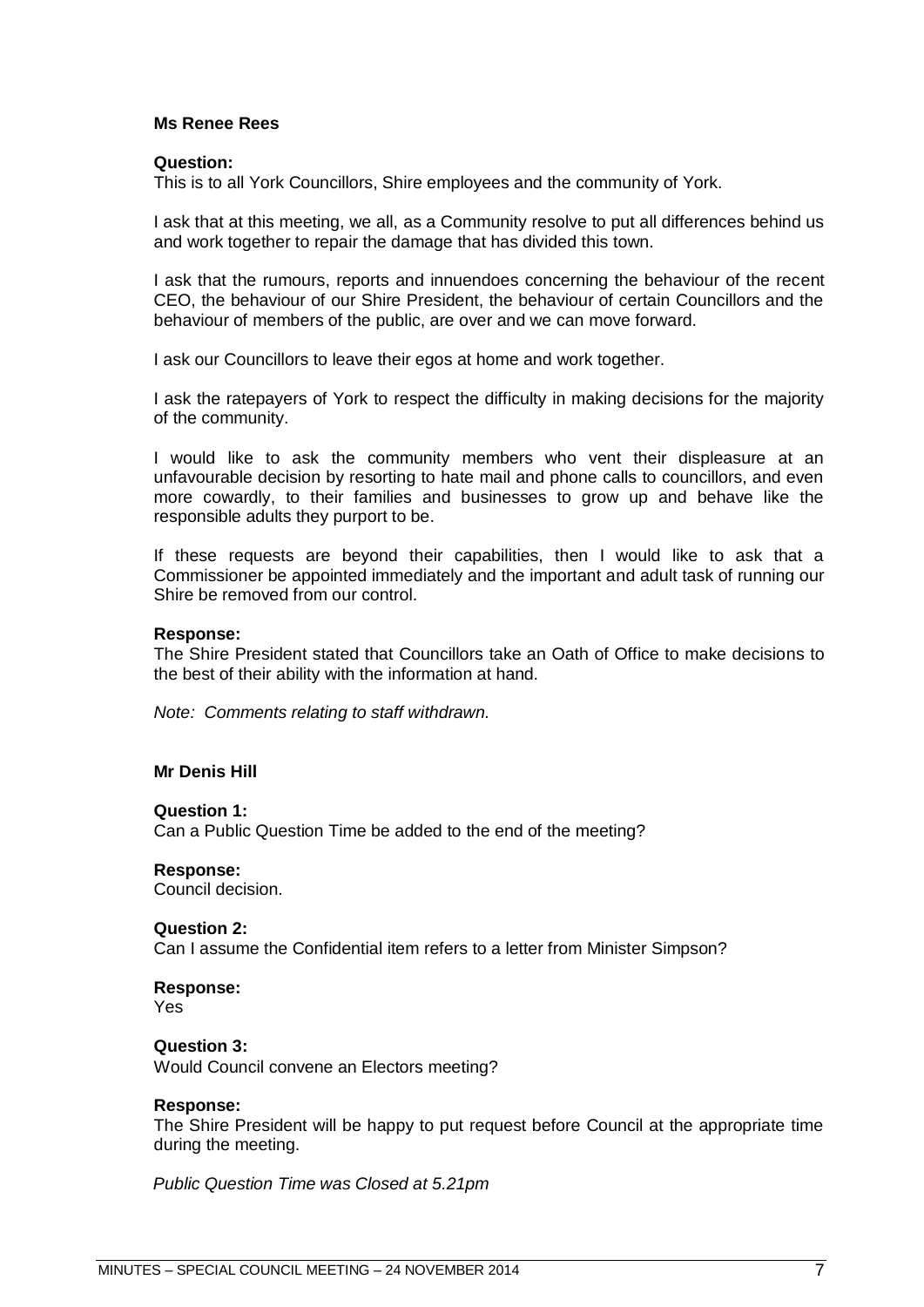**Ms Renee Rees**

**Question:**
This is to all York Councillors, Shire employees and the community of York.

I ask that at this meeting, we all, as a Community resolve to put all differences behind us and work together to repair the damage that has divided this town.

I ask that the rumours, reports and innuendoes concerning the behaviour of the recent CEO, the behaviour of our Shire President, the behaviour of certain Councillors and the behaviour of members of the public, are over and we can move forward.

I ask our Councillors to leave their egos at home and work together.

I ask the ratepayers of York to respect the difficulty in making decisions for the majority of the community.

I would like to ask the community members who vent their displeasure at an unfavourable decision by resorting to hate mail and phone calls to councillors, and even more cowardly, to their families and businesses to grow up and behave like the responsible adults they purport to be.

If these requests are beyond their capabilities, then I would like to ask that a Commissioner be appointed immediately and the important and adult task of running our Shire be removed from our control.

**Response:**
The Shire President stated that Councillors take an Oath of Office to make decisions to the best of their ability with the information at hand.

*Note: Comments relating to staff withdrawn.*

**Mr Denis Hill**

**Question 1:**
Can a Public Question Time be added to the end of the meeting?

**Response:**
Council decision.

**Question 2:**
Can I assume the Confidential item refers to a letter from Minister Simpson?

**Response:**
Yes

**Question 3:**
Would Council convene an Electors meeting?

**Response:**
The Shire President will be happy to put request before Council at the appropriate time during the meeting.

*Public Question Time was Closed at 5.21pm*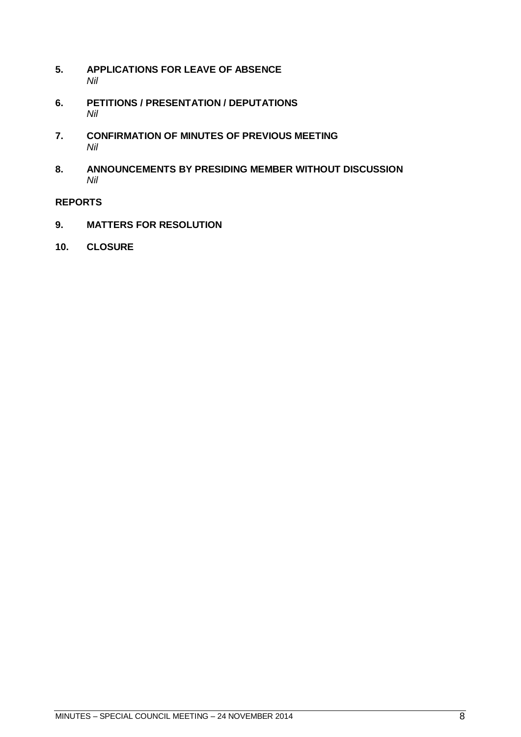## 5. APPLICATIONS FOR LEAVE OF ABSENCE

*Nil*

## 6. PETITIONS / PRESENTATION / DEPUTATIONS

*Nil*

## 7. CONFIRMATION OF MINUTES OF PREVIOUS MEETING

*Nil*

## 8. ANNOUNCEMENTS BY PRESIDING MEMBER WITHOUT DISCUSSION

*Nil*

# REPORTS

## 9. MATTERS FOR RESOLUTION

## 10. CLOSURE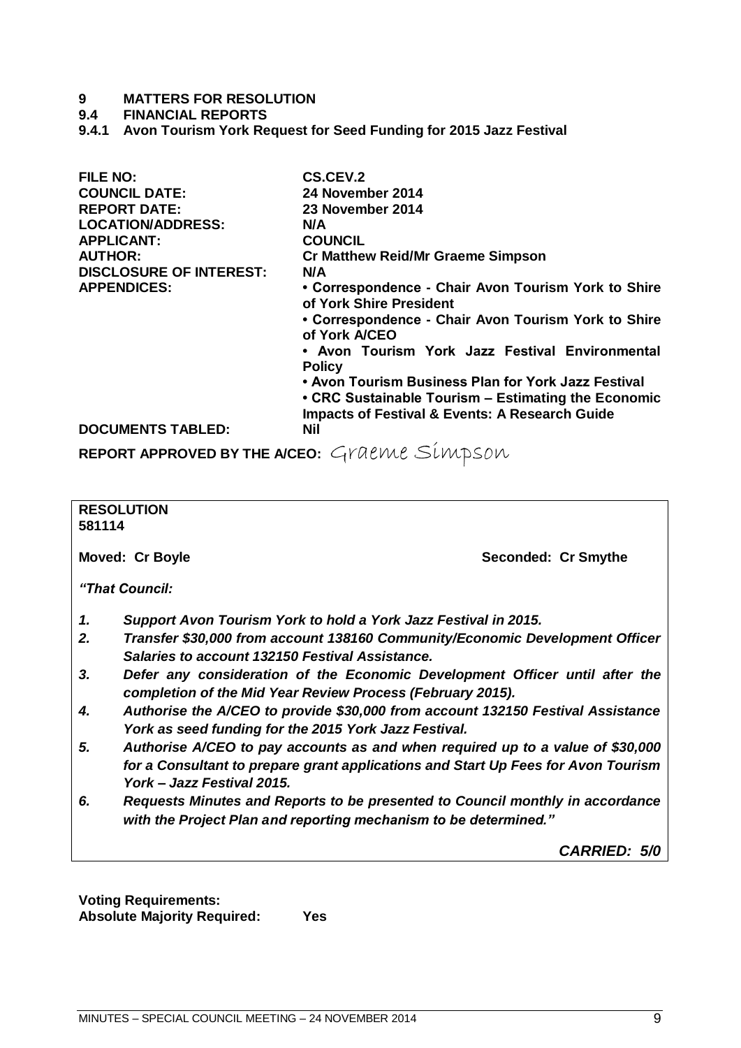# 9 MATTERS FOR RESOLUTION

## 9.4 FINANCIAL REPORTS

### 9.4.1 Avon Tourism York Request for Seed Funding for 2015 Jazz Festival

| | |
|---|---|
| **FILE NO:** | **CS.CEV.2** |
| **COUNCIL DATE:** | **24 November 2014** |
| **REPORT DATE:** | **23 November 2014** |
| **LOCATION/ADDRESS:** | **N/A** |
| **APPLICANT:** | **COUNCIL** |
| **AUTHOR:** | **Cr Matthew Reid/Mr Graeme Simpson** |
| **DISCLOSURE OF INTEREST:** | **N/A** |
| **APPENDICES:** | **• Correspondence - Chair Avon Tourism York to Shire of York Shire President**<br>**• Correspondence - Chair Avon Tourism York to Shire of York A/CEO**<br>**• Avon Tourism York Jazz Festival Environmental Policy**<br>**• Avon Tourism Business Plan for York Jazz Festival**<br>**• CRC Sustainable Tourism – Estimating the Economic Impacts of Festival & Events: A Research Guide** |
| **DOCUMENTS TABLED:** | **Nil** |

**REPORT APPROVED BY THE A/CEO:** Graeme Simpson

---

**RESOLUTION**
**581114**

**Moved: Cr Boyle** **Seconded: Cr Smythe**

***"That Council:***

1. ***Support Avon Tourism York to hold a York Jazz Festival in 2015.***
2. ***Transfer $30,000 from account 138160 Community/Economic Development Officer Salaries to account 132150 Festival Assistance.***
3. ***Defer any consideration of the Economic Development Officer until after the completion of the Mid Year Review Process (February 2015).***
4. ***Authorise the A/CEO to provide $30,000 from account 132150 Festival Assistance York as seed funding for the 2015 York Jazz Festival.***
5. ***Authorise A/CEO to pay accounts as and when required up to a value of $30,000 for a Consultant to prepare grant applications and Start Up Fees for Avon Tourism York – Jazz Festival 2015.***
6. ***Requests Minutes and Reports to be presented to Council monthly in accordance with the Project Plan and reporting mechanism to be determined."***

***CARRIED: 5/0***

---

**Voting Requirements:**
**Absolute Majority Required: Yes**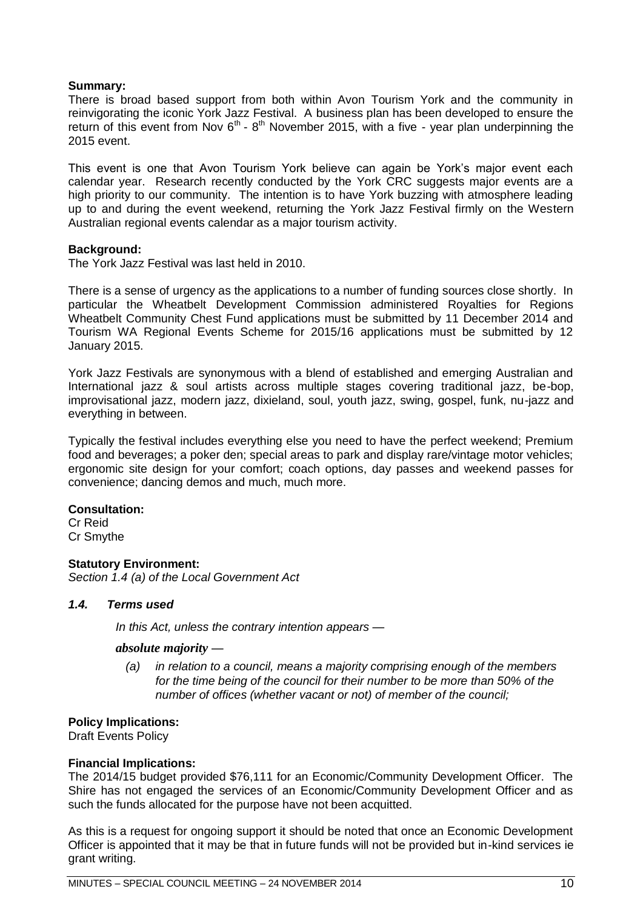**Summary:**
There is broad based support from both within Avon Tourism York and the community in reinvigorating the iconic York Jazz Festival. A business plan has been developed to ensure the return of this event from Nov 6th - 8th November 2015, with a five - year plan underpinning the 2015 event.

This event is one that Avon Tourism York believe can again be York's major event each calendar year. Research recently conducted by the York CRC suggests major events are a high priority to our community. The intention is to have York buzzing with atmosphere leading up to and during the event weekend, returning the York Jazz Festival firmly on the Western Australian regional events calendar as a major tourism activity.

**Background:**
The York Jazz Festival was last held in 2010.

There is a sense of urgency as the applications to a number of funding sources close shortly. In particular the Wheatbelt Development Commission administered Royalties for Regions Wheatbelt Community Chest Fund applications must be submitted by 11 December 2014 and Tourism WA Regional Events Scheme for 2015/16 applications must be submitted by 12 January 2015.

York Jazz Festivals are synonymous with a blend of established and emerging Australian and International jazz & soul artists across multiple stages covering traditional jazz, be-bop, improvisational jazz, modern jazz, dixieland, soul, youth jazz, swing, gospel, funk, nu-jazz and everything in between.

Typically the festival includes everything else you need to have the perfect weekend; Premium food and beverages; a poker den; special areas to park and display rare/vintage motor vehicles; ergonomic site design for your comfort; coach options, day passes and weekend passes for convenience; dancing demos and much, much more.

**Consultation:**
Cr Reid
Cr Smythe

**Statutory Environment:**
*Section 1.4 (a) of the Local Government Act*

***1.4. Terms used***

*In this Act, unless the contrary intention appears —*

***absolute majority —***

*(a) in relation to a council, means a majority comprising enough of the members for the time being of the council for their number to be more than 50% of the number of offices (whether vacant or not) of member of the council;*

**Policy Implications:**
Draft Events Policy

**Financial Implications:**
The 2014/15 budget provided $76,111 for an Economic/Community Development Officer. The Shire has not engaged the services of an Economic/Community Development Officer and as such the funds allocated for the purpose have not been acquitted.

As this is a request for ongoing support it should be noted that once an Economic Development Officer is appointed that it may be that in future funds will not be provided but in-kind services ie grant writing.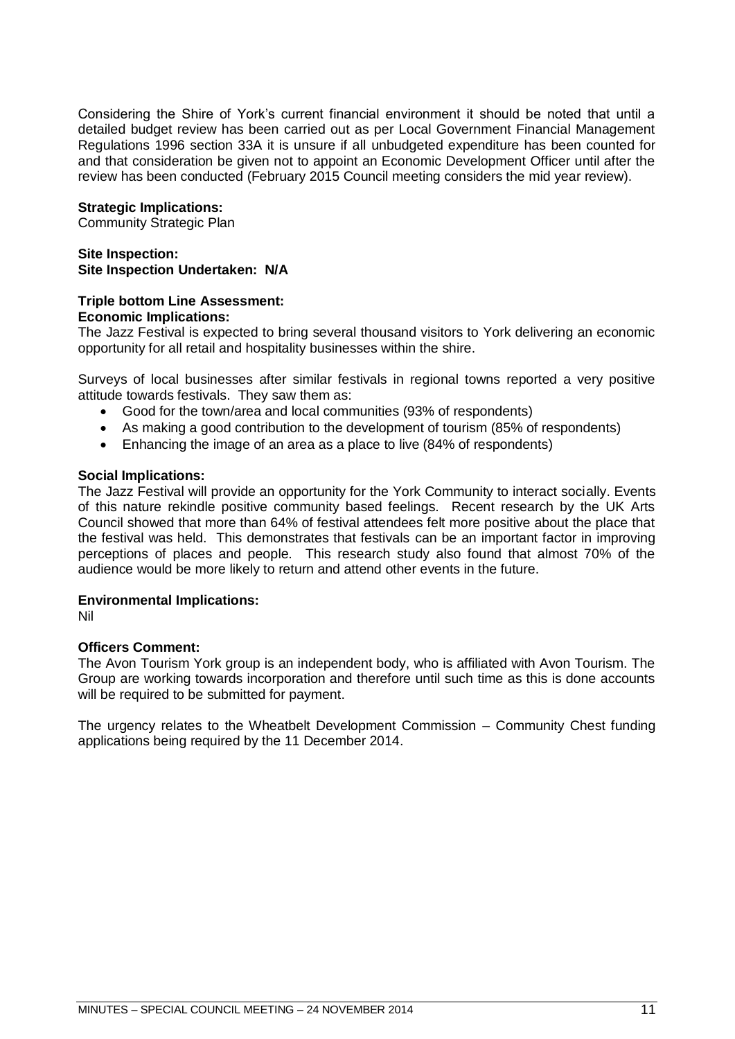Considering the Shire of York's current financial environment it should be noted that until a detailed budget review has been carried out as per Local Government Financial Management Regulations 1996 section 33A it is unsure if all unbudgeted expenditure has been counted for and that consideration be given not to appoint an Economic Development Officer until after the review has been conducted (February 2015 Council meeting considers the mid year review).

**Strategic Implications:**
Community Strategic Plan

**Site Inspection:**
**Site Inspection Undertaken: N/A**

**Triple bottom Line Assessment:**
**Economic Implications:**
The Jazz Festival is expected to bring several thousand visitors to York delivering an economic opportunity for all retail and hospitality businesses within the shire.

Surveys of local businesses after similar festivals in regional towns reported a very positive attitude towards festivals. They saw them as:

- Good for the town/area and local communities (93% of respondents)
- As making a good contribution to the development of tourism (85% of respondents)
- Enhancing the image of an area as a place to live (84% of respondents)

**Social Implications:**
The Jazz Festival will provide an opportunity for the York Community to interact socially. Events of this nature rekindle positive community based feelings. Recent research by the UK Arts Council showed that more than 64% of festival attendees felt more positive about the place that the festival was held. This demonstrates that festivals can be an important factor in improving perceptions of places and people. This research study also found that almost 70% of the audience would be more likely to return and attend other events in the future.

**Environmental Implications:**
Nil

**Officers Comment:**
The Avon Tourism York group is an independent body, who is affiliated with Avon Tourism. The Group are working towards incorporation and therefore until such time as this is done accounts will be required to be submitted for payment.

The urgency relates to the Wheatbelt Development Commission – Community Chest funding applications being required by the 11 December 2014.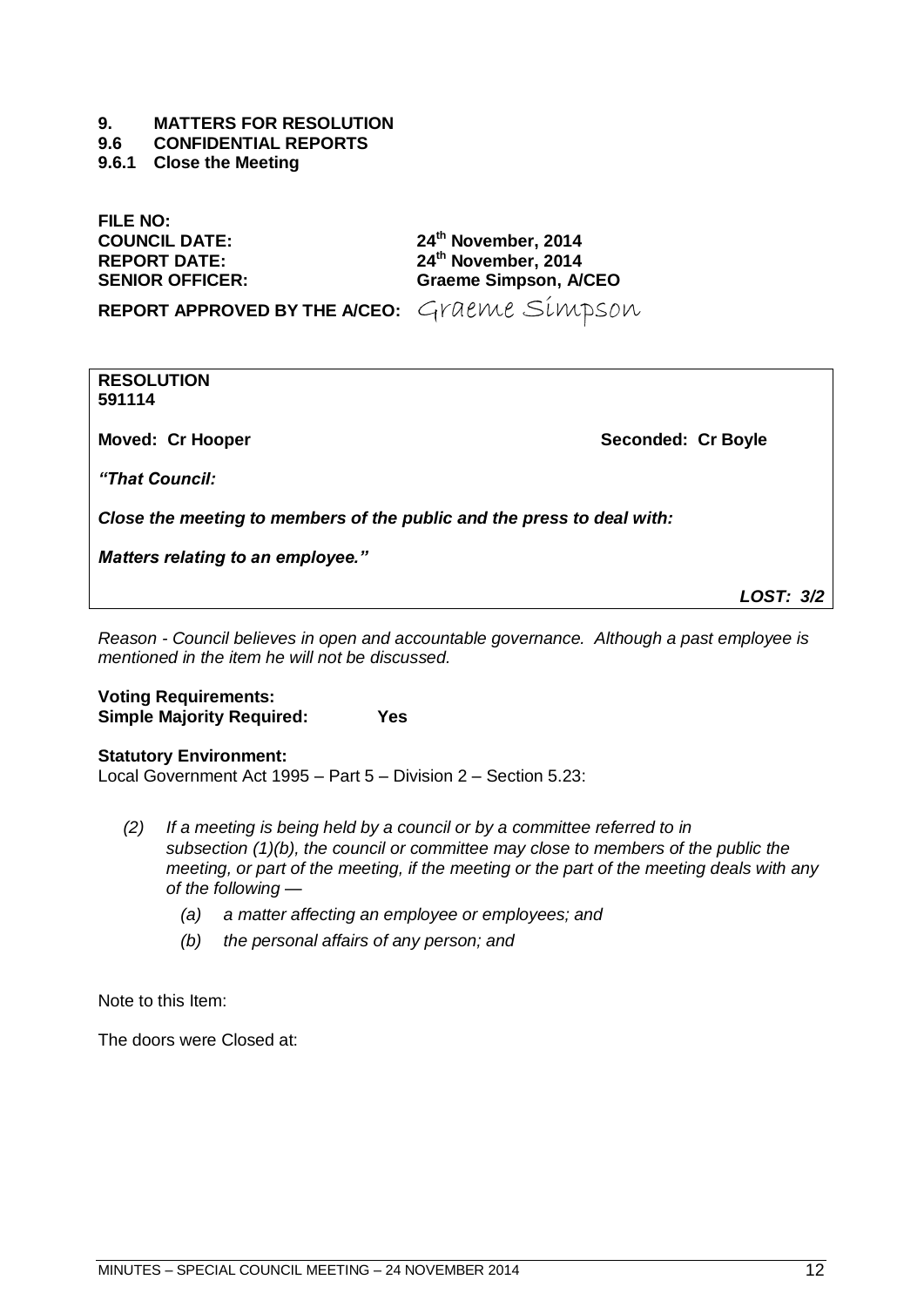# 9. MATTERS FOR RESOLUTION

## 9.6 CONFIDENTIAL REPORTS

### 9.6.1 Close the Meeting

**FILE NO:**
**COUNCIL DATE:** **24th November, 2014**
**REPORT DATE:** **24th November, 2014**
**SENIOR OFFICER:** **Graeme Simpson, A/CEO**

**REPORT APPROVED BY THE A/CEO:** Graeme Simpson

**RESOLUTION**
**591114**

**Moved: Cr Hooper** **Seconded: Cr Boyle**

***"That Council:***

***Close the meeting to members of the public and the press to deal with:***

***Matters relating to an employee."***

***LOST: 3/2***

*Reason - Council believes in open and accountable governance. Although a past employee is mentioned in the item he will not be discussed.*

**Voting Requirements:**
**Simple Majority Required: Yes**

**Statutory Environment:**
Local Government Act 1995 – Part 5 – Division 2 – Section 5.23:

*(2) If a meeting is being held by a council or by a committee referred to in subsection (1)(b), the council or committee may close to members of the public the meeting, or part of the meeting, if the meeting or the part of the meeting deals with any of the following —*

*(a) a matter affecting an employee or employees; and*

*(b) the personal affairs of any person; and*

Note to this Item:

The doors were Closed at: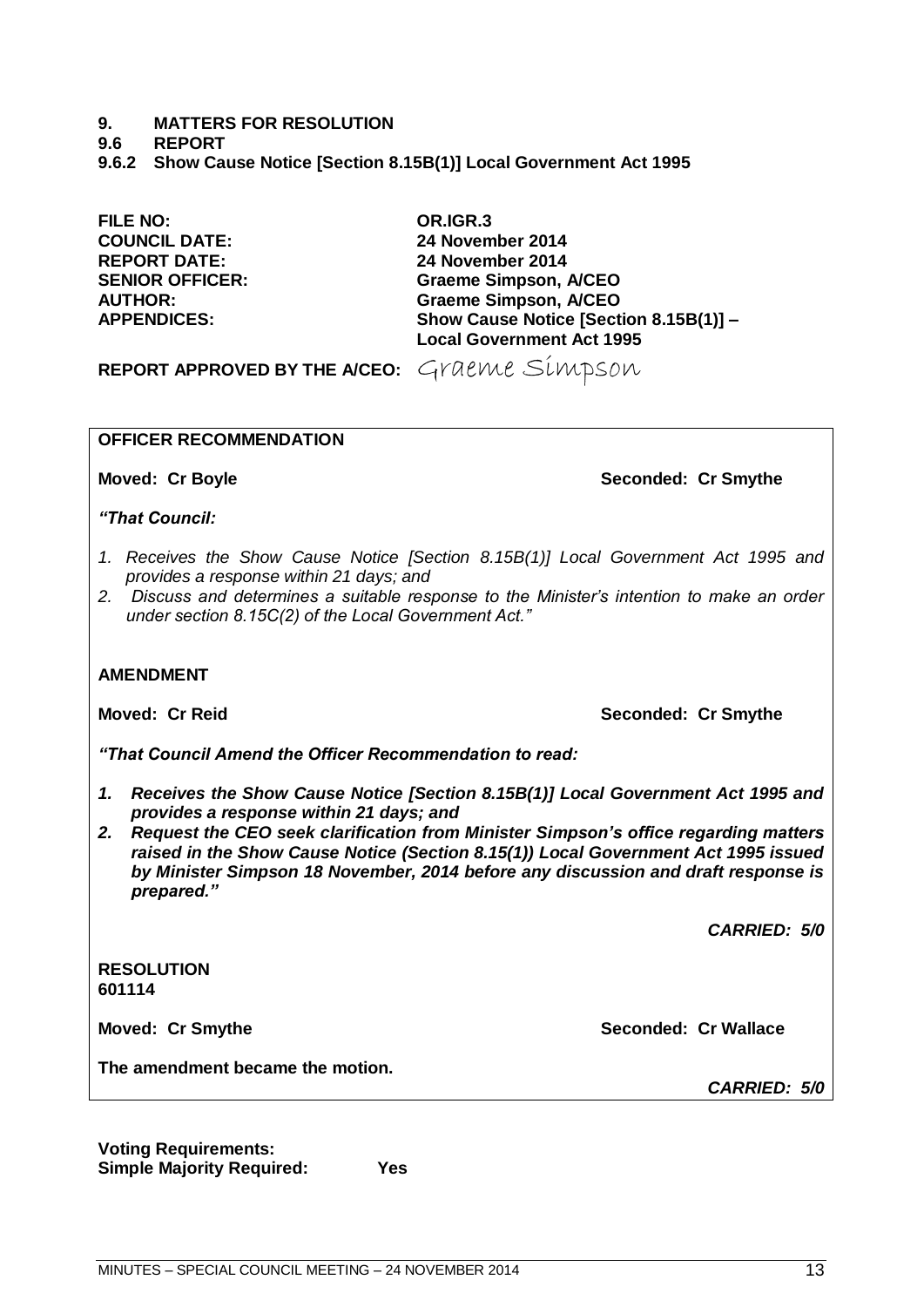# 9. MATTERS FOR RESOLUTION

## 9.6 REPORT

### 9.6.2 Show Cause Notice [Section 8.15B(1)] Local Government Act 1995

**FILE NO:** OR.IGR.3
**COUNCIL DATE:** 24 November 2014
**REPORT DATE:** 24 November 2014
**SENIOR OFFICER:** Graeme Simpson, A/CEO
**AUTHOR:** Graeme Simpson, A/CEO
**APPENDICES:** Show Cause Notice [Section 8.15B(1)] – Local Government Act 1995

**REPORT APPROVED BY THE A/CEO:** Graeme Simpson

---

**OFFICER RECOMMENDATION**

**Moved: Cr Boyle** **Seconded: Cr Smythe**

*"That Council:*

1. *Receives the Show Cause Notice [Section 8.15B(1)] Local Government Act 1995 and provides a response within 21 days; and*
2. *Discuss and determines a suitable response to the Minister's intention to make an order under section 8.15C(2) of the Local Government Act."*

**AMENDMENT**

**Moved: Cr Reid** **Seconded: Cr Smythe**

***"That Council Amend the Officer Recommendation to read:***

1. ***Receives the Show Cause Notice [Section 8.15B(1)] Local Government Act 1995 and provides a response within 21 days; and***
2. ***Request the CEO seek clarification from Minister Simpson's office regarding matters raised in the Show Cause Notice (Section 8.15(1)) Local Government Act 1995 issued by Minister Simpson 18 November, 2014 before any discussion and draft response is prepared."***

***CARRIED: 5/0***

**RESOLUTION**
**601114**

**Moved: Cr Smythe** **Seconded: Cr Wallace**

**The amendment became the motion.**

***CARRIED: 5/0***

---

**Voting Requirements:**
**Simple Majority Required:** **Yes**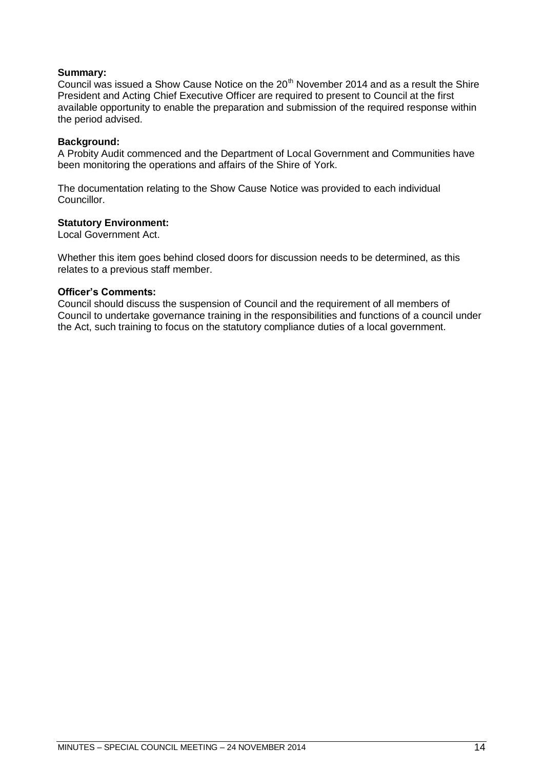**Summary:**
Council was issued a Show Cause Notice on the 20th November 2014 and as a result the Shire President and Acting Chief Executive Officer are required to present to Council at the first available opportunity to enable the preparation and submission of the required response within the period advised.

**Background:**
A Probity Audit commenced and the Department of Local Government and Communities have been monitoring the operations and affairs of the Shire of York.

The documentation relating to the Show Cause Notice was provided to each individual Councillor.

**Statutory Environment:**
Local Government Act.

Whether this item goes behind closed doors for discussion needs to be determined, as this relates to a previous staff member.

**Officer's Comments:**
Council should discuss the suspension of Council and the requirement of all members of Council to undertake governance training in the responsibilities and functions of a council under the Act, such training to focus on the statutory compliance duties of a local government.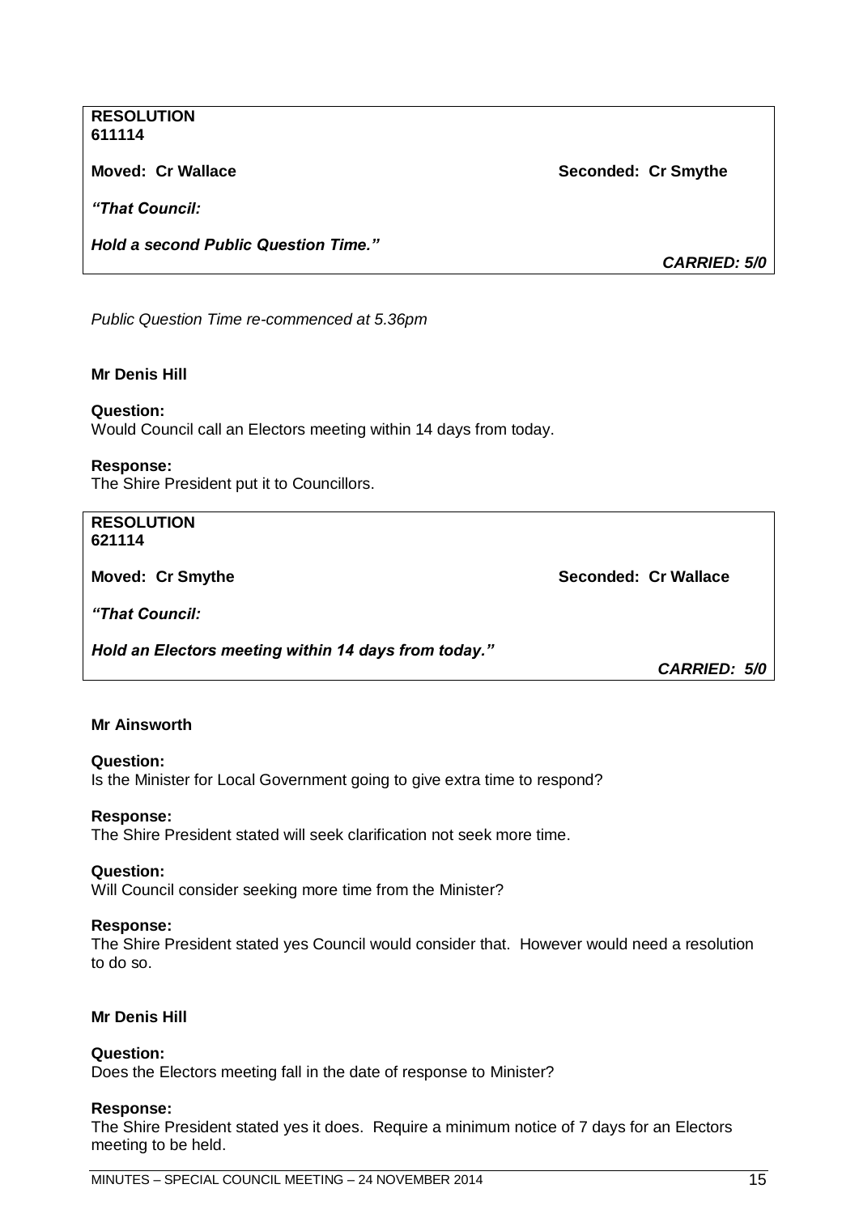**RESOLUTION 611114**

**Moved: Cr Wallace** **Seconded: Cr Smythe**

***"That Council:***

***Hold a second Public Question Time."***

***CARRIED: 5/0***

*Public Question Time re-commenced at 5.36pm*

**Mr Denis Hill**

**Question:**
Would Council call an Electors meeting within 14 days from today.

**Response:**
The Shire President put it to Councillors.

**RESOLUTION 621114**

**Moved: Cr Smythe** **Seconded: Cr Wallace**

***"That Council:***

***Hold an Electors meeting within 14 days from today."***

***CARRIED: 5/0***

**Mr Ainsworth**

**Question:**
Is the Minister for Local Government going to give extra time to respond?

**Response:**
The Shire President stated will seek clarification not seek more time.

**Question:**
Will Council consider seeking more time from the Minister?

**Response:**
The Shire President stated yes Council would consider that. However would need a resolution to do so.

**Mr Denis Hill**

**Question:**
Does the Electors meeting fall in the date of response to Minister?

**Response:**
The Shire President stated yes it does. Require a minimum notice of 7 days for an Electors meeting to be held.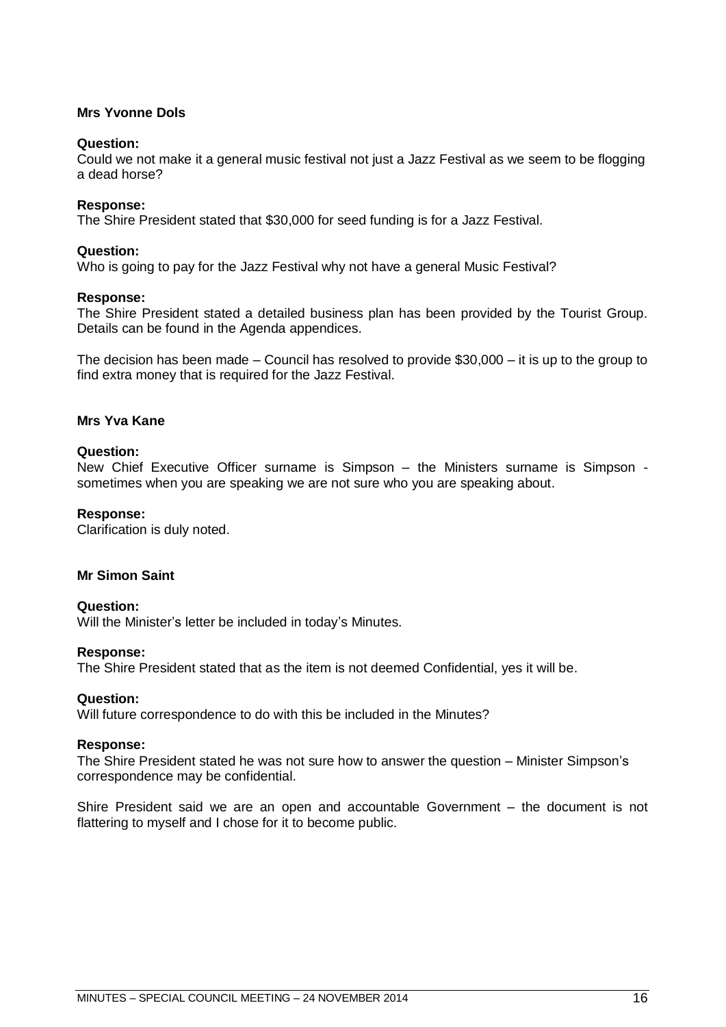**Mrs Yvonne Dols**

**Question:**
Could we not make it a general music festival not just a Jazz Festival as we seem to be flogging a dead horse?

**Response:**
The Shire President stated that $30,000 for seed funding is for a Jazz Festival.

**Question:**
Who is going to pay for the Jazz Festival why not have a general Music Festival?

**Response:**
The Shire President stated a detailed business plan has been provided by the Tourist Group. Details can be found in the Agenda appendices.

The decision has been made – Council has resolved to provide $30,000 – it is up to the group to find extra money that is required for the Jazz Festival.

**Mrs Yva Kane**

**Question:**
New Chief Executive Officer surname is Simpson – the Ministers surname is Simpson - sometimes when you are speaking we are not sure who you are speaking about.

**Response:**
Clarification is duly noted.

**Mr Simon Saint**

**Question:**
Will the Minister's letter be included in today's Minutes.

**Response:**
The Shire President stated that as the item is not deemed Confidential, yes it will be.

**Question:**
Will future correspondence to do with this be included in the Minutes?

**Response:**
The Shire President stated he was not sure how to answer the question – Minister Simpson's correspondence may be confidential.

Shire President said we are an open and accountable Government – the document is not flattering to myself and I chose for it to become public.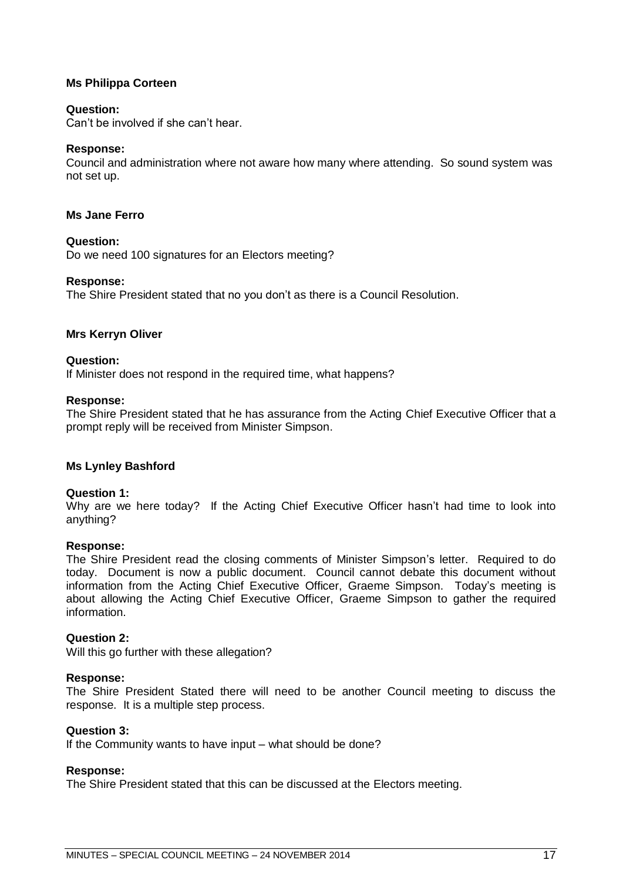**Ms Philippa Corteen**

**Question:**
Can't be involved if she can't hear.

**Response:**
Council and administration where not aware how many where attending. So sound system was not set up.

**Ms Jane Ferro**

**Question:**
Do we need 100 signatures for an Electors meeting?

**Response:**
The Shire President stated that no you don't as there is a Council Resolution.

**Mrs Kerryn Oliver**

**Question:**
If Minister does not respond in the required time, what happens?

**Response:**
The Shire President stated that he has assurance from the Acting Chief Executive Officer that a prompt reply will be received from Minister Simpson.

**Ms Lynley Bashford**

**Question 1:**
Why are we here today? If the Acting Chief Executive Officer hasn't had time to look into anything?

**Response:**
The Shire President read the closing comments of Minister Simpson's letter. Required to do today. Document is now a public document. Council cannot debate this document without information from the Acting Chief Executive Officer, Graeme Simpson. Today's meeting is about allowing the Acting Chief Executive Officer, Graeme Simpson to gather the required information.

**Question 2:**
Will this go further with these allegation?

**Response:**
The Shire President Stated there will need to be another Council meeting to discuss the response. It is a multiple step process.

**Question 3:**
If the Community wants to have input – what should be done?

**Response:**
The Shire President stated that this can be discussed at the Electors meeting.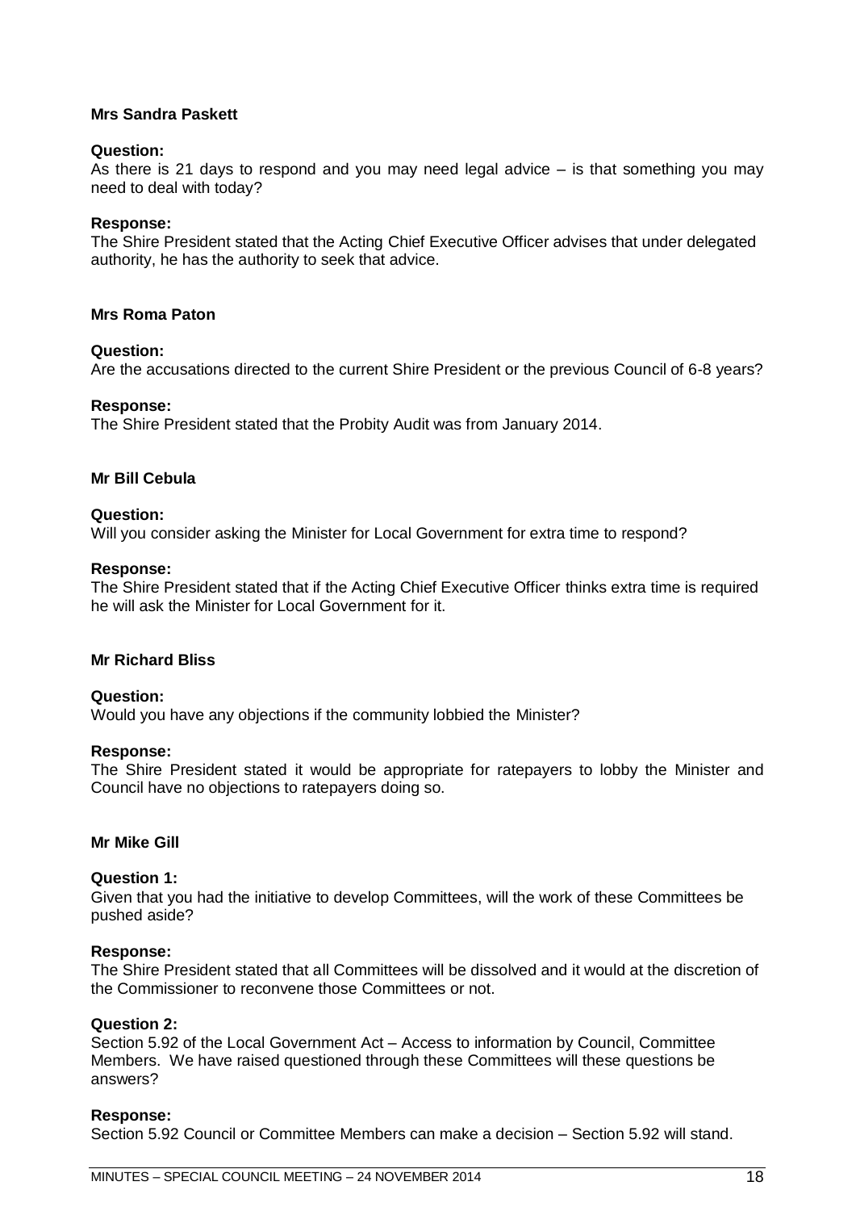**Mrs Sandra Paskett**

**Question:**
As there is 21 days to respond and you may need legal advice – is that something you may need to deal with today?

**Response:**
The Shire President stated that the Acting Chief Executive Officer advises that under delegated authority, he has the authority to seek that advice.

**Mrs Roma Paton**

**Question:**
Are the accusations directed to the current Shire President or the previous Council of 6-8 years?

**Response:**
The Shire President stated that the Probity Audit was from January 2014.

**Mr Bill Cebula**

**Question:**
Will you consider asking the Minister for Local Government for extra time to respond?

**Response:**
The Shire President stated that if the Acting Chief Executive Officer thinks extra time is required he will ask the Minister for Local Government for it.

**Mr Richard Bliss**

**Question:**
Would you have any objections if the community lobbied the Minister?

**Response:**
The Shire President stated it would be appropriate for ratepayers to lobby the Minister and Council have no objections to ratepayers doing so.

**Mr Mike Gill**

**Question 1:**
Given that you had the initiative to develop Committees, will the work of these Committees be pushed aside?

**Response:**
The Shire President stated that all Committees will be dissolved and it would at the discretion of the Commissioner to reconvene those Committees or not.

**Question 2:**
Section 5.92 of the Local Government Act – Access to information by Council, Committee Members. We have raised questioned through these Committees will these questions be answers?

**Response:**
Section 5.92 Council or Committee Members can make a decision – Section 5.92 will stand.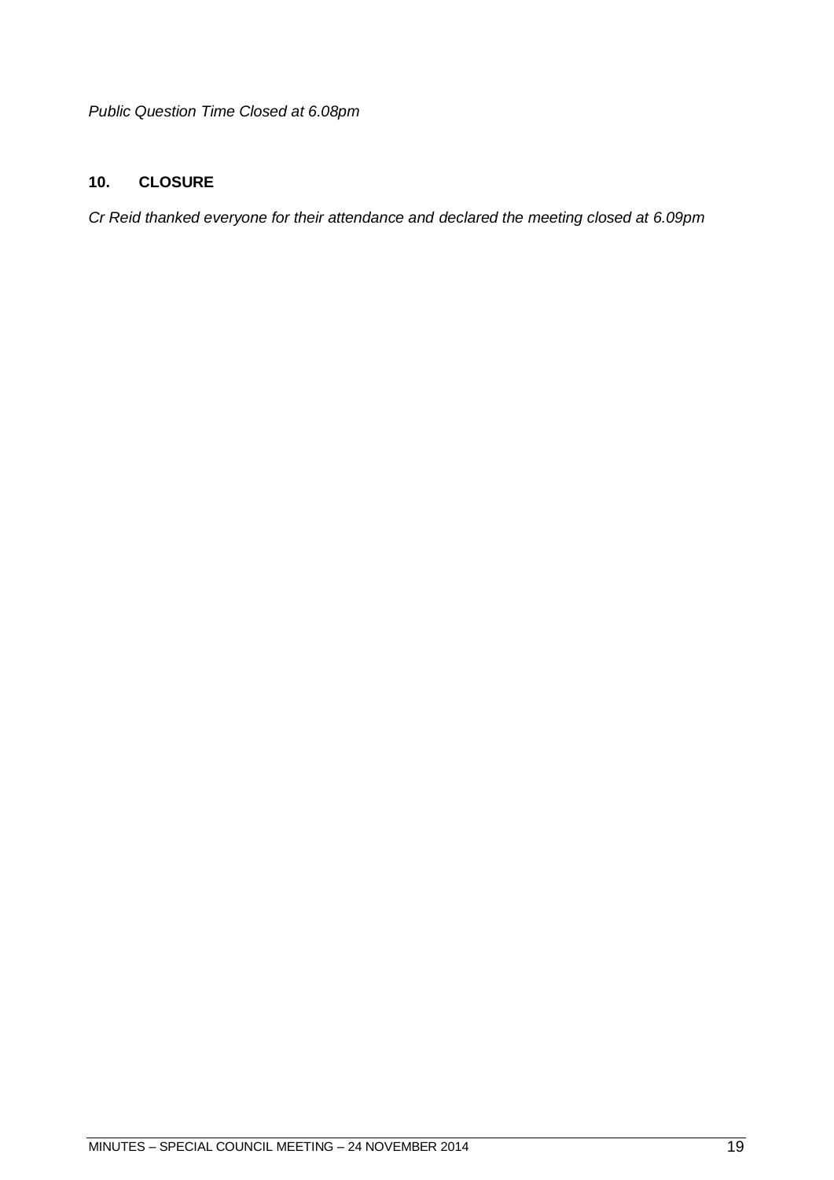*Public Question Time Closed at 6.08pm*

## 10. CLOSURE

*Cr Reid thanked everyone for their attendance and declared the meeting closed at 6.09pm*